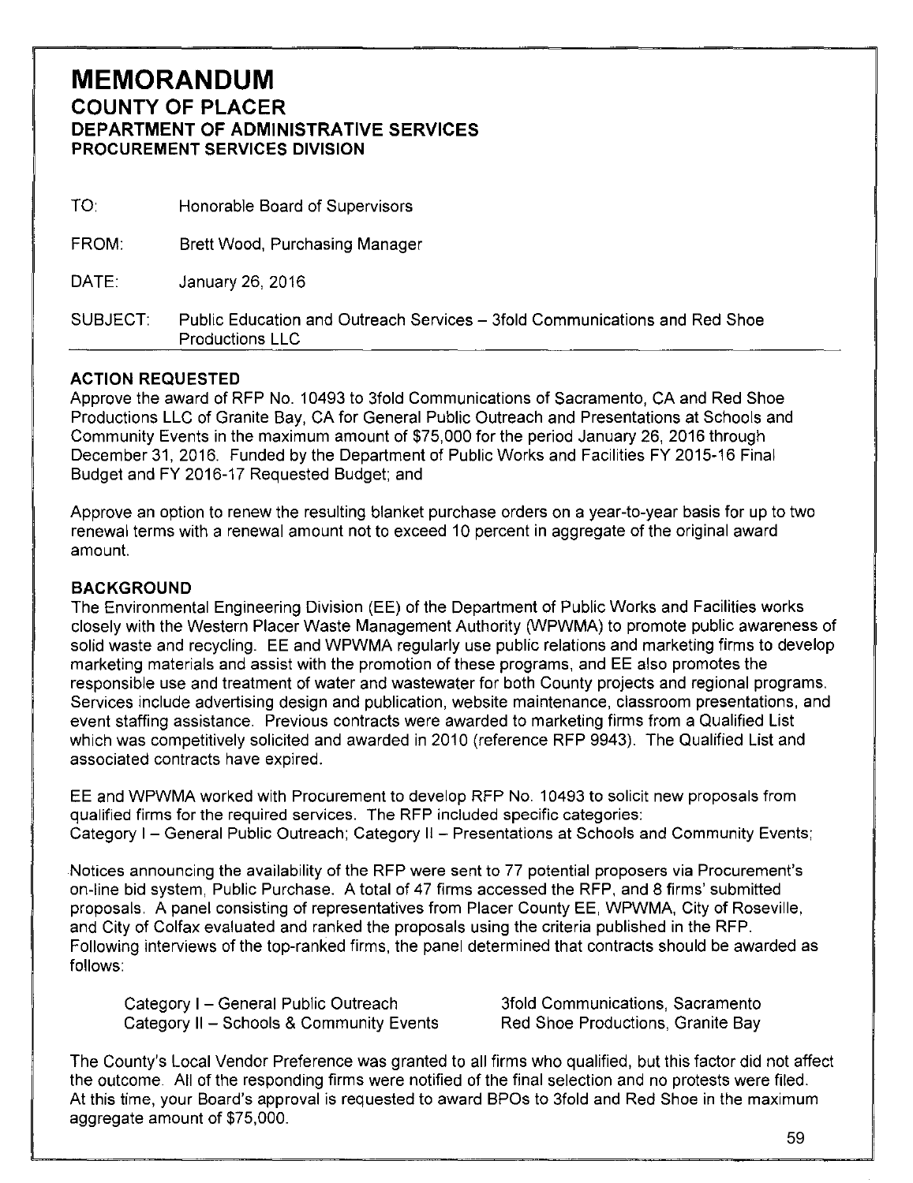# MEMORANDUM

## COUNTY OF PLACER

### DEPARTMENT OF ADMINISTRATIVE SERVICES

#### PROCUREMENT SERVICES DIVISION

| | |
|---|---|
| TO: | Honorable Board of Supervisors |
| FROM: | Brett Wood, Purchasing Manager |
| DATE: | January 26, 2016 |
| SUBJECT: | Public Education and Outreach Services – 3fold Communications and Red Shoe Productions LLC |

**ACTION REQUESTED**

Approve the award of RFP No. 10493 to 3fold Communications of Sacramento, CA and Red Shoe Productions LLC of Granite Bay, CA for General Public Outreach and Presentations at Schools and Community Events in the maximum amount of $75,000 for the period January 26, 2016 through December 31, 2016. Funded by the Department of Public Works and Facilities FY 2015-16 Final Budget and FY 2016-17 Requested Budget; and

Approve an option to renew the resulting blanket purchase orders on a year-to-year basis for up to two renewal terms with a renewal amount not to exceed 10 percent in aggregate of the original award amount.

**BACKGROUND**

The Environmental Engineering Division (EE) of the Department of Public Works and Facilities works closely with the Western Placer Waste Management Authority (WPWMA) to promote public awareness of solid waste and recycling. EE and WPWMA regularly use public relations and marketing firms to develop marketing materials and assist with the promotion of these programs, and EE also promotes the responsible use and treatment of water and wastewater for both County projects and regional programs. Services include advertising design and publication, website maintenance, classroom presentations, and event staffing assistance. Previous contracts were awarded to marketing firms from a Qualified List which was competitively solicited and awarded in 2010 (reference RFP 9943). The Qualified List and associated contracts have expired.

EE and WPWMA worked with Procurement to develop RFP No. 10493 to solicit new proposals from qualified firms for the required services. The RFP included specific categories:
Category I – General Public Outreach; Category II – Presentations at Schools and Community Events;

Notices announcing the availability of the RFP were sent to 77 potential proposers via Procurement's on-line bid system, Public Purchase. A total of 47 firms accessed the RFP, and 8 firms' submitted proposals. A panel consisting of representatives from Placer County EE, WPWMA, City of Roseville, and City of Colfax evaluated and ranked the proposals using the criteria published in the RFP. Following interviews of the top-ranked firms, the panel determined that contracts should be awarded as follows:

| | |
|---|---|
| Category I – General Public Outreach | 3fold Communications, Sacramento |
| Category II – Schools & Community Events | Red Shoe Productions, Granite Bay |

The County's Local Vendor Preference was granted to all firms who qualified, but this factor did not affect the outcome. All of the responding firms were notified of the final selection and no protests were filed. At this time, your Board's approval is requested to award BPOs to 3fold and Red Shoe in the maximum aggregate amount of $75,000.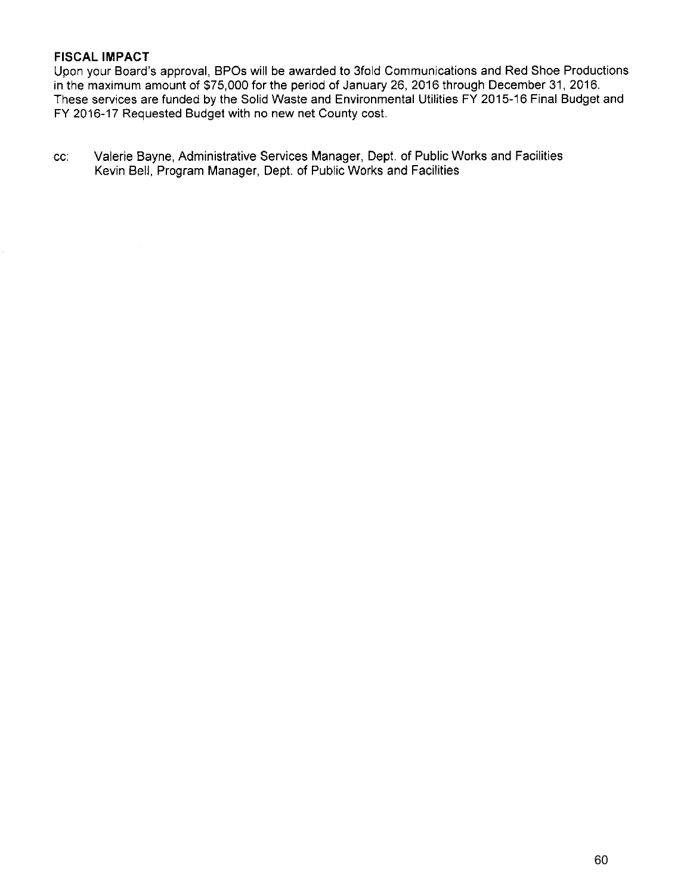**FISCAL IMPACT**

Upon your Board's approval, BPOs will be awarded to 3fold Communications and Red Shoe Productions in the maximum amount of $75,000 for the period of January 26, 2016 through December 31, 2016. These services are funded by the Solid Waste and Environmental Utilities FY 2015-16 Final Budget and FY 2016-17 Requested Budget with no new net County cost.

cc: Valerie Bayne, Administrative Services Manager, Dept. of Public Works and Facilities
Kevin Bell, Program Manager, Dept. of Public Works and Facilities